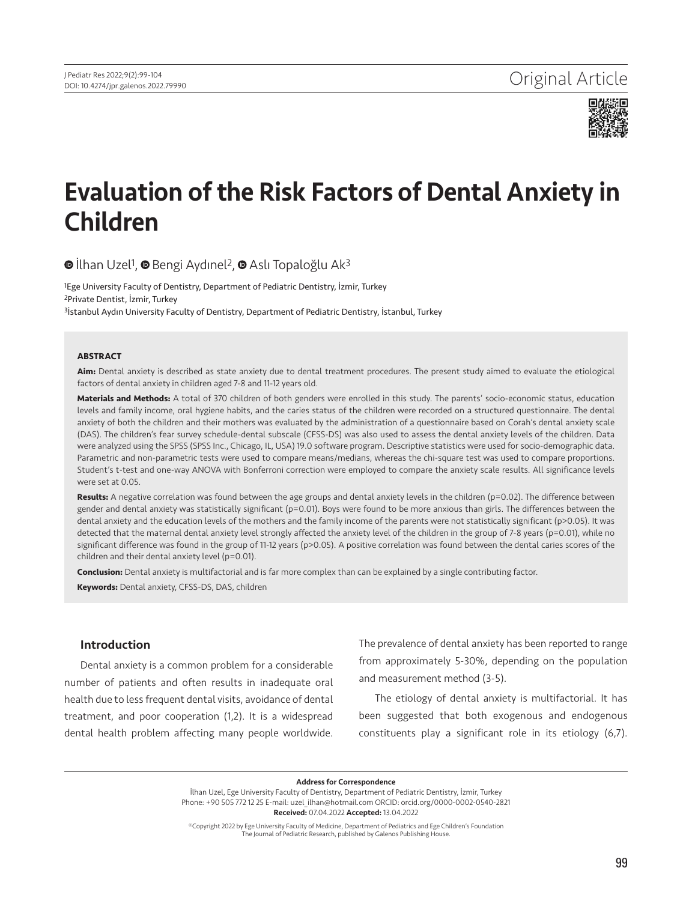# Evaluation of the Risk Factors of Dental Anxiety in Children

İlhan Uzel[1], Bengi Aydınel[2], Aslı Topaloğlu Ak[3]

[1]Ege University Faculty of Dentistry, Department of Pediatric Dentistry, İzmir, Turkey
[2]Private Dentist, İzmir, Turkey
[3]İstanbul Aydın University Faculty of Dentistry, Department of Pediatric Dentistry, İstanbul, Turkey

### ABSTRACT

**Aim:** Dental anxiety is described as state anxiety due to dental treatment procedures. The present study aimed to evaluate the etiological factors of dental anxiety in children aged 7-8 and 11-12 years old.

**Materials and Methods:** A total of 370 children of both genders were enrolled in this study. The parents' socio-economic status, education levels and family income, oral hygiene habits, and the caries status of the children were recorded on a structured questionnaire. The dental anxiety of both the children and their mothers was evaluated by the administration of a questionnaire based on Corah's dental anxiety scale (DAS). The children's fear survey schedule-dental subscale (CFSS-DS) was also used to assess the dental anxiety levels of the children. Data were analyzed using the SPSS (SPSS Inc., Chicago, IL, USA) 19.0 software program. Descriptive statistics were used for socio-demographic data. Parametric and non-parametric tests were used to compare means/medians, whereas the chi-square test was used to compare proportions. Student's t-test and one-way ANOVA with Bonferroni correction were employed to compare the anxiety scale results. All significance levels were set at 0.05.

**Results:** A negative correlation was found between the age groups and dental anxiety levels in the children ($p=0.02$). The difference between gender and dental anxiety was statistically significant ($p=0.01$). Boys were found to be more anxious than girls. The differences between the dental anxiety and the education levels of the mothers and the family income of the parents were not statistically significant ($p>0.05$). It was detected that the maternal dental anxiety level strongly affected the anxiety level of the children in the group of 7-8 years ($p=0.01$), while no significant difference was found in the group of 11-12 years ($p>0.05$). A positive correlation was found between the dental caries scores of the children and their dental anxiety level ($p=0.01$).

**Conclusion:** Dental anxiety is multifactorial and is far more complex than can be explained by a single contributing factor.

**Keywords:** Dental anxiety, CFSS-DS, DAS, children

## Introduction

Dental anxiety is a common problem for a considerable number of patients and often results in inadequate oral health due to less frequent dental visits, avoidance of dental treatment, and poor cooperation (1,2). It is a widespread dental health problem affecting many people worldwide. The prevalence of dental anxiety has been reported to range from approximately 5-30%, depending on the population and measurement method (3-5).

The etiology of dental anxiety is multifactorial. It has been suggested that both exogenous and endogenous constituents play a significant role in its etiology (6,7).

**Address for Correspondence**
İlhan Uzel, Ege University Faculty of Dentistry, Department of Pediatric Dentistry, İzmir, Turkey
Phone: +90 505 772 12 25 E-mail: uzel_ilhan@hotmail.com ORCID: orcid.org/0000-0002-0540-2821
**Received:** 07.04.2022 **Accepted:** 13.04.2022

©Copyright 2022 by Ege University Faculty of Medicine, Department of Pediatrics and Ege Children's Foundation
The Journal of Pediatric Research, published by Galenos Publishing House.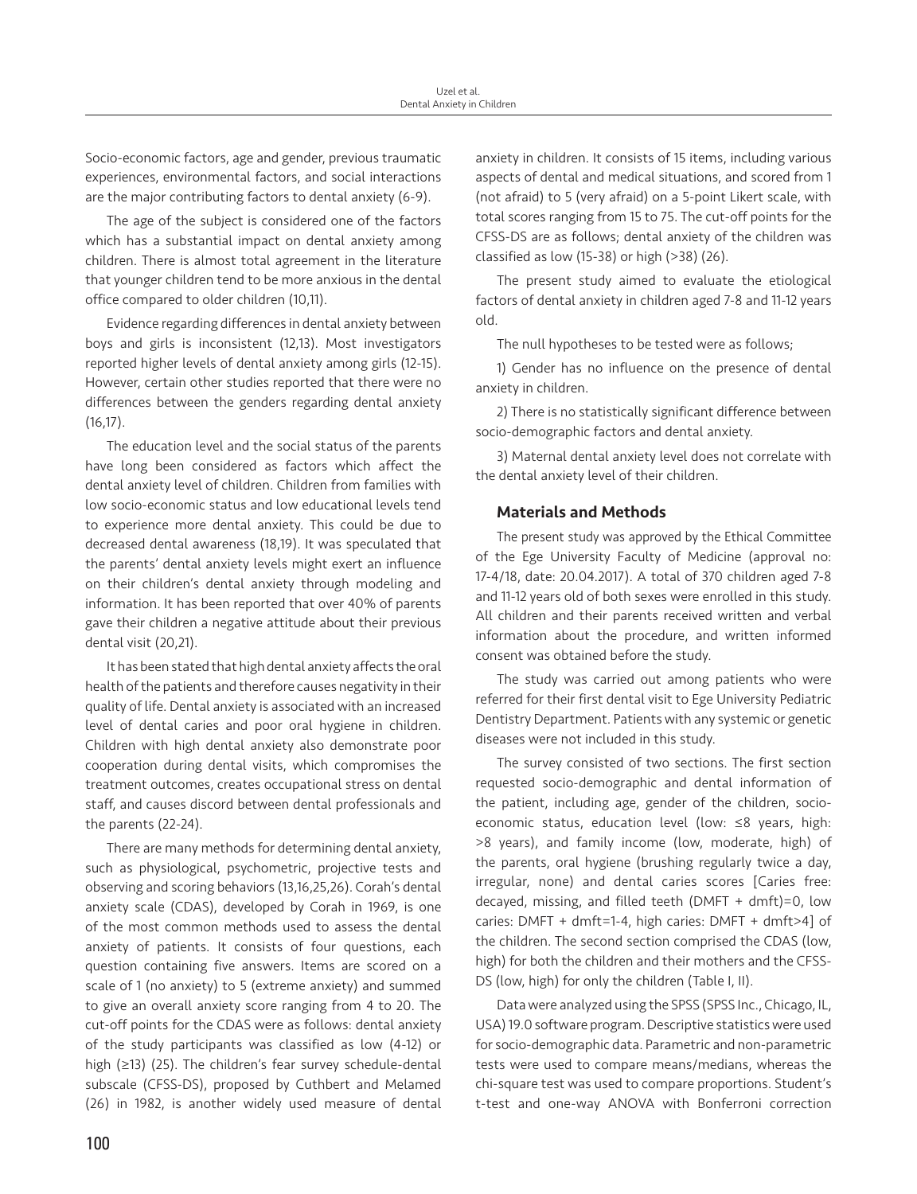Socio-economic factors, age and gender, previous traumatic experiences, environmental factors, and social interactions are the major contributing factors to dental anxiety (6-9).

The age of the subject is considered one of the factors which has a substantial impact on dental anxiety among children. There is almost total agreement in the literature that younger children tend to be more anxious in the dental office compared to older children (10,11).

Evidence regarding differences in dental anxiety between boys and girls is inconsistent (12,13). Most investigators reported higher levels of dental anxiety among girls (12-15). However, certain other studies reported that there were no differences between the genders regarding dental anxiety (16,17).

The education level and the social status of the parents have long been considered as factors which affect the dental anxiety level of children. Children from families with low socio-economic status and low educational levels tend to experience more dental anxiety. This could be due to decreased dental awareness (18,19). It was speculated that the parents' dental anxiety levels might exert an influence on their children's dental anxiety through modeling and information. It has been reported that over 40% of parents gave their children a negative attitude about their previous dental visit (20,21).

It has been stated that high dental anxiety affects the oral health of the patients and therefore causes negativity in their quality of life. Dental anxiety is associated with an increased level of dental caries and poor oral hygiene in children. Children with high dental anxiety also demonstrate poor cooperation during dental visits, which compromises the treatment outcomes, creates occupational stress on dental staff, and causes discord between dental professionals and the parents (22-24).

There are many methods for determining dental anxiety, such as physiological, psychometric, projective tests and observing and scoring behaviors (13,16,25,26). Corah's dental anxiety scale (CDAS), developed by Corah in 1969, is one of the most common methods used to assess the dental anxiety of patients. It consists of four questions, each question containing five answers. Items are scored on a scale of 1 (no anxiety) to 5 (extreme anxiety) and summed to give an overall anxiety score ranging from 4 to 20. The cut-off points for the CDAS were as follows: dental anxiety of the study participants was classified as low (4-12) or high (≥13) (25). The children's fear survey schedule-dental subscale (CFSS-DS), proposed by Cuthbert and Melamed (26) in 1982, is another widely used measure of dental anxiety in children. It consists of 15 items, including various aspects of dental and medical situations, and scored from 1 (not afraid) to 5 (very afraid) on a 5-point Likert scale, with total scores ranging from 15 to 75. The cut-off points for the CFSS-DS are as follows; dental anxiety of the children was classified as low (15-38) or high (>38) (26).

The present study aimed to evaluate the etiological factors of dental anxiety in children aged 7-8 and 11-12 years old.

The null hypotheses to be tested were as follows;

1) Gender has no influence on the presence of dental anxiety in children.

2) There is no statistically significant difference between socio-demographic factors and dental anxiety.

3) Maternal dental anxiety level does not correlate with the dental anxiety level of their children.

## Materials and Methods

The present study was approved by the Ethical Committee of the Ege University Faculty of Medicine (approval no: 17-4/18, date: 20.04.2017). A total of 370 children aged 7-8 and 11-12 years old of both sexes were enrolled in this study. All children and their parents received written and verbal information about the procedure, and written informed consent was obtained before the study.

The study was carried out among patients who were referred for their first dental visit to Ege University Pediatric Dentistry Department. Patients with any systemic or genetic diseases were not included in this study.

The survey consisted of two sections. The first section requested socio-demographic and dental information of the patient, including age, gender of the children, socio-economic status, education level (low: ≤8 years, high: >8 years), and family income (low, moderate, high) of the parents, oral hygiene (brushing regularly twice a day, irregular, none) and dental caries scores [Caries free: decayed, missing, and filled teeth (DMFT + dmft)=0, low caries: DMFT + dmft=1-4, high caries: DMFT + dmft>4] of the children. The second section comprised the CDAS (low, high) for both the children and their mothers and the CFSS-DS (low, high) for only the children (Table I, II).

Data were analyzed using the SPSS (SPSS Inc., Chicago, IL, USA) 19.0 software program. Descriptive statistics were used for socio-demographic data. Parametric and non-parametric tests were used to compare means/medians, whereas the chi-square test was used to compare proportions. Student's t-test and one-way ANOVA with Bonferroni correction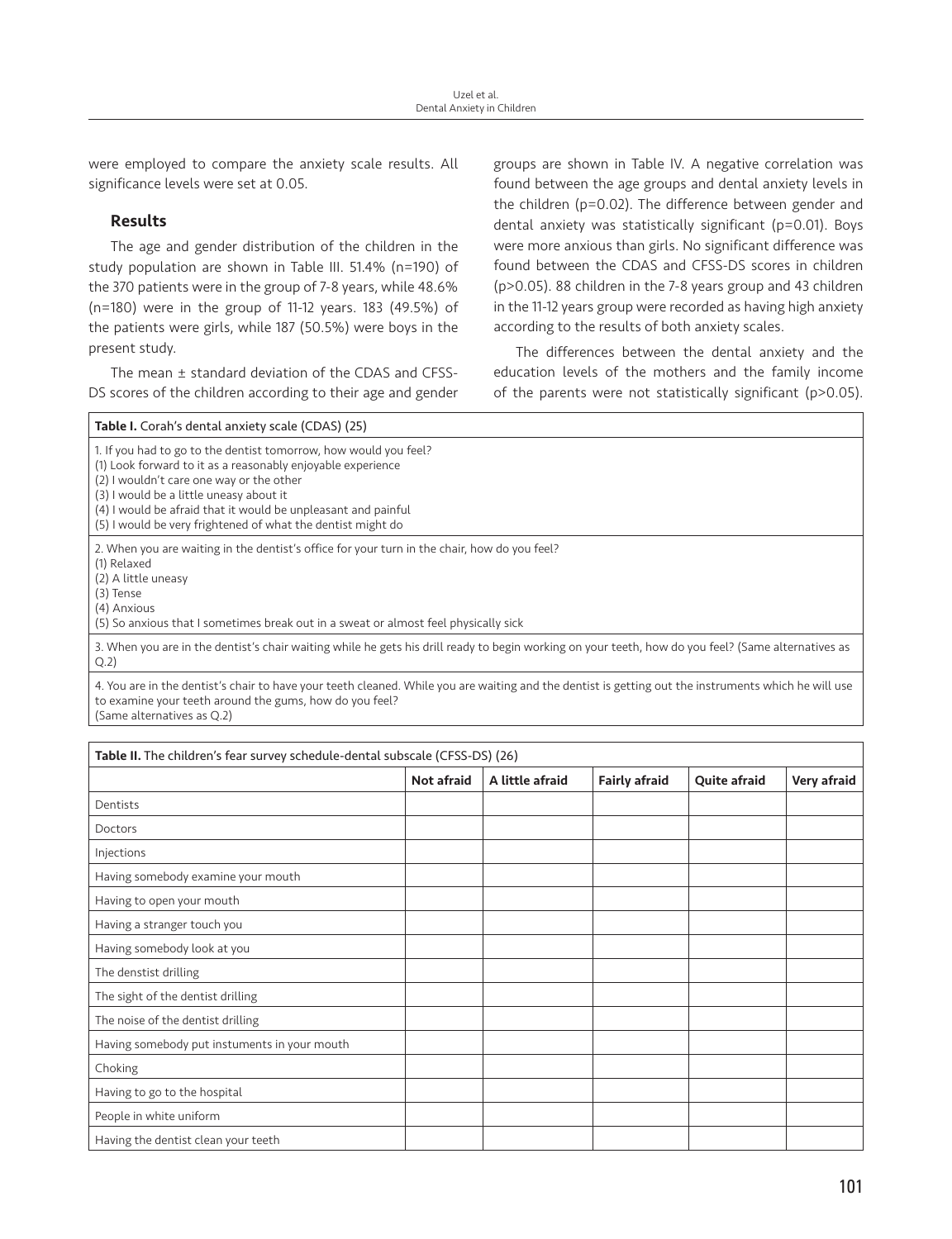were employed to compare the anxiety scale results. All significance levels were set at 0.05.

## Results

The age and gender distribution of the children in the study population are shown in Table III. 51.4% (n=190) of the 370 patients were in the group of 7-8 years, while 48.6% (n=180) were in the group of 11-12 years. 183 (49.5%) of the patients were girls, while 187 (50.5%) were boys in the present study.

The mean ± standard deviation of the CDAS and CFSS-DS scores of the children according to their age and gender groups are shown in Table IV. A negative correlation was found between the age groups and dental anxiety levels in the children (p=0.02). The difference between gender and dental anxiety was statistically significant (p=0.01). Boys were more anxious than girls. No significant difference was found between the CDAS and CFSS-DS scores in children (p>0.05). 88 children in the 7-8 years group and 43 children in the 11-12 years group were recorded as having high anxiety according to the results of both anxiety scales.

The differences between the dental anxiety and the education levels of the mothers and the family income of the parents were not statistically significant (p>0.05).

| **Table I.** Corah's dental anxiety scale (CDAS) (25) |
|---|
| 1. If you had to go to the dentist tomorrow, how would you feel?<br>(1) Look forward to it as a reasonably enjoyable experience<br>(2) I wouldn't care one way or the other<br>(3) I would be a little uneasy about it<br>(4) I would be afraid that it would be unpleasant and painful<br>(5) I would be very frightened of what the dentist might do |
| 2. When you are waiting in the dentist's office for your turn in the chair, how do you feel?<br>(1) Relaxed<br>(2) A little uneasy<br>(3) Tense<br>(4) Anxious<br>(5) So anxious that I sometimes break out in a sweat or almost feel physically sick |
| 3. When you are in the dentist's chair waiting while he gets his drill ready to begin working on your teeth, how do you feel? (Same alternatives as Q.2) |
| 4. You are in the dentist's chair to have your teeth cleaned. While you are waiting and the dentist is getting out the instruments which he will use to examine your teeth around the gums, how do you feel?<br>(Same alternatives as Q.2) |

**Table II.** The children's fear survey schedule-dental subscale (CFSS-DS) (26)

| | Not afraid | A little afraid | Fairly afraid | Quite afraid | Very afraid |
|---|---|---|---|---|---|
| Dentists | | | | | |
| Doctors | | | | | |
| Injections | | | | | |
| Having somebody examine your mouth | | | | | |
| Having to open your mouth | | | | | |
| Having a stranger touch you | | | | | |
| Having somebody look at you | | | | | |
| The denstist drilling | | | | | |
| The sight of the dentist drilling | | | | | |
| The noise of the dentist drilling | | | | | |
| Having somebody put instuments in your mouth | | | | | |
| Choking | | | | | |
| Having to go to the hospital | | | | | |
| People in white uniform | | | | | |
| Having the dentist clean your teeth | | | | | |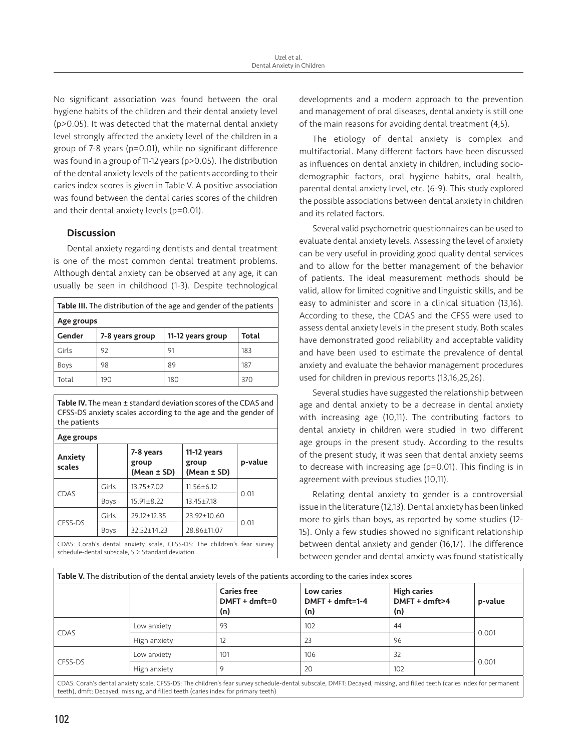No significant association was found between the oral hygiene habits of the children and their dental anxiety level (p>0.05). It was detected that the maternal dental anxiety level strongly affected the anxiety level of the children in a group of 7-8 years (p=0.01), while no significant difference was found in a group of 11-12 years (p>0.05). The distribution of the dental anxiety levels of the patients according to their caries index scores is given in Table V. A positive association was found between the dental caries scores of the children and their dental anxiety levels (p=0.01).

## Discussion

Dental anxiety regarding dentists and dental treatment is one of the most common dental treatment problems. Although dental anxiety can be observed at any age, it can usually be seen in childhood (1-3). Despite technological developments and a modern approach to the prevention and management of oral diseases, dental anxiety is still one of the main reasons for avoiding dental treatment (4,5).

**Table III.** The distribution of the age and gender of the patients

| Age groups | | | |
|---|---|---|---|
| Gender | 7-8 years group | 11-12 years group | Total |
| Girls | 92 | 91 | 183 |
| Boys | 98 | 89 | 187 |
| Total | 190 | 180 | 370 |

**Table IV.** The mean ± standard deviation scores of the CDAS and CFSS-DS anxiety scales according to the age and the gender of the patients

| Age groups | | | | |
|---|---|---|---|---|
| Anxiety scales | | 7-8 years group (Mean ± SD) | 11-12 years group (Mean ± SD) | p-value |
| CDAS | Girls | 13.75±7.02 | 11.56±6.12 | 0.01 |
| | Boys | 15.91±8.22 | 13.45±7.18 | |
| CFSS-DS | Girls | 29.12±12.35 | 23.92±10.60 | 0.01 |
| | Boys | 32.52±14.23 | 28.86±11.07 | |

CDAS: Corah's dental anxiety scale, CFSS-DS: The children's fear survey schedule-dental subscale, SD: Standard deviation

The etiology of dental anxiety is complex and multifactorial. Many different factors have been discussed as influences on dental anxiety in children, including socio-demographic factors, oral hygiene habits, oral health, parental dental anxiety level, etc. (6-9). This study explored the possible associations between dental anxiety in children and its related factors.

Several valid psychometric questionnaires can be used to evaluate dental anxiety levels. Assessing the level of anxiety can be very useful in providing good quality dental services and to allow for the better management of the behavior of patients. The ideal measurement methods should be valid, allow for limited cognitive and linguistic skills, and be easy to administer and score in a clinical situation (13,16). According to these, the CDAS and the CFSS were used to assess dental anxiety levels in the present study. Both scales have demonstrated good reliability and acceptable validity and have been used to estimate the prevalence of dental anxiety and evaluate the behavior management procedures used for children in previous reports (13,16,25,26).

Several studies have suggested the relationship between age and dental anxiety to be a decrease in dental anxiety with increasing age (10,11). The contributing factors to dental anxiety in children were studied in two different age groups in the present study. According to the results of the present study, it was seen that dental anxiety seems to decrease with increasing age (p=0.01). This finding is in agreement with previous studies (10,11).

Relating dental anxiety to gender is a controversial issue in the literature (12,13). Dental anxiety has been linked more to girls than boys, as reported by some studies (12-15). Only a few studies showed no significant relationship between dental anxiety and gender (16,17). The difference between gender and dental anxiety was found statistically

**Table V.** The distribution of the dental anxiety levels of the patients according to the caries index scores

| | | Caries free DMFT + dmft=0 (n) | Low caries DMFT + dmft=1-4 (n) | High caries DMFT + dmft>4 (n) | p-value |
|---|---|---|---|---|---|
| CDAS | Low anxiety | 93 | 102 | 44 | 0.001 |
| | High anxiety | 12 | 23 | 96 | |
| CFSS-DS | Low anxiety | 101 | 106 | 32 | 0.001 |
| | High anxiety | 9 | 20 | 102 | |

CDAS: Corah's dental anxiety scale, CFSS-DS: The children's fear survey schedule-dental subscale, DMFT: Decayed, missing, and filled teeth (caries index for permanent teeth), dmft: Decayed, missing, and filled teeth (caries index for primary teeth)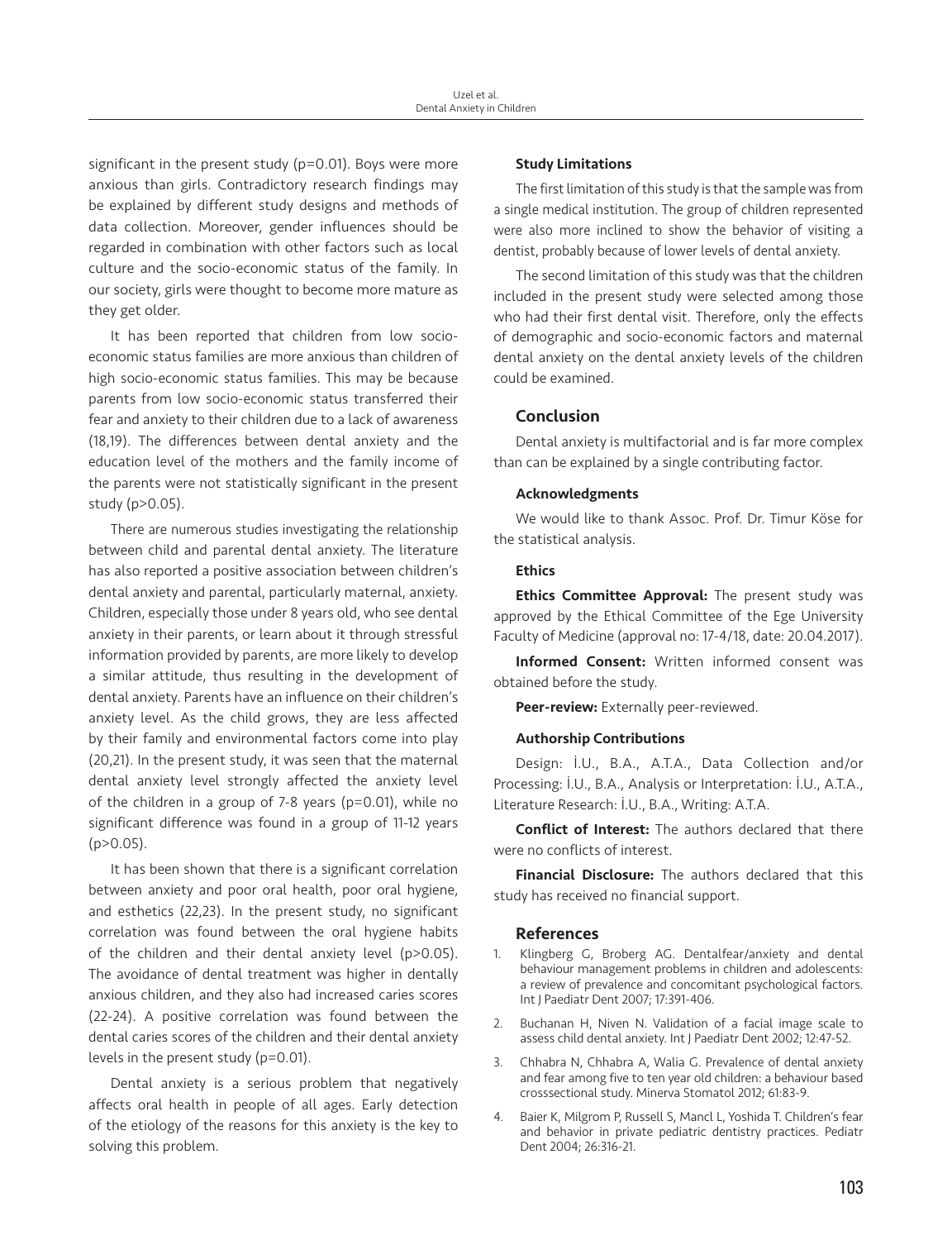significant in the present study (p=0.01). Boys were more anxious than girls. Contradictory research findings may be explained by different study designs and methods of data collection. Moreover, gender influences should be regarded in combination with other factors such as local culture and the socio-economic status of the family. In our society, girls were thought to become more mature as they get older.

It has been reported that children from low socio-economic status families are more anxious than children of high socio-economic status families. This may be because parents from low socio-economic status transferred their fear and anxiety to their children due to a lack of awareness (18,19). The differences between dental anxiety and the education level of the mothers and the family income of the parents were not statistically significant in the present study (p>0.05).

There are numerous studies investigating the relationship between child and parental dental anxiety. The literature has also reported a positive association between children's dental anxiety and parental, particularly maternal, anxiety. Children, especially those under 8 years old, who see dental anxiety in their parents, or learn about it through stressful information provided by parents, are more likely to develop a similar attitude, thus resulting in the development of dental anxiety. Parents have an influence on their children's anxiety level. As the child grows, they are less affected by their family and environmental factors come into play (20,21). In the present study, it was seen that the maternal dental anxiety level strongly affected the anxiety level of the children in a group of 7-8 years (p=0.01), while no significant difference was found in a group of 11-12 years (p>0.05).

It has been shown that there is a significant correlation between anxiety and poor oral health, poor oral hygiene, and esthetics (22,23). In the present study, no significant correlation was found between the oral hygiene habits of the children and their dental anxiety level (p>0.05). The avoidance of dental treatment was higher in dentally anxious children, and they also had increased caries scores (22-24). A positive correlation was found between the dental caries scores of the children and their dental anxiety levels in the present study (p=0.01).

Dental anxiety is a serious problem that negatively affects oral health in people of all ages. Early detection of the etiology of the reasons for this anxiety is the key to solving this problem.

### Study Limitations

The first limitation of this study is that the sample was from a single medical institution. The group of children represented were also more inclined to show the behavior of visiting a dentist, probably because of lower levels of dental anxiety.

The second limitation of this study was that the children included in the present study were selected among those who had their first dental visit. Therefore, only the effects of demographic and socio-economic factors and maternal dental anxiety on the dental anxiety levels of the children could be examined.

## Conclusion

Dental anxiety is multifactorial and is far more complex than can be explained by a single contributing factor.

### Acknowledgments

We would like to thank Assoc. Prof. Dr. Timur Köse for the statistical analysis.

### Ethics

**Ethics Committee Approval:** The present study was approved by the Ethical Committee of the Ege University Faculty of Medicine (approval no: 17-4/18, date: 20.04.2017).

**Informed Consent:** Written informed consent was obtained before the study.

**Peer-review:** Externally peer-reviewed.

### Authorship Contributions

Design: İ.U., B.A., A.T.A., Data Collection and/or Processing: İ.U., B.A., Analysis or Interpretation: İ.U., A.T.A., Literature Research: İ.U., B.A., Writing: A.T.A.

**Conflict of Interest:** The authors declared that there were no conflicts of interest.

**Financial Disclosure:** The authors declared that this study has received no financial support.

## References

1. Klingberg G, Broberg AG. Dentalfear/anxiety and dental behaviour management problems in children and adolescents: a review of prevalence and concomitant psychological factors. Int J Paediatr Dent 2007; 17:391-406.
2. Buchanan H, Niven N. Validation of a facial image scale to assess child dental anxiety. Int J Paediatr Dent 2002; 12:47-52.
3. Chhabra N, Chhabra A, Walia G. Prevalence of dental anxiety and fear among five to ten year old children: a behaviour based crosssectional study. Minerva Stomatol 2012; 61:83-9.
4. Baier K, Milgrom P, Russell S, Mancl L, Yoshida T. Children's fear and behavior in private pediatric dentistry practices. Pediatr Dent 2004; 26:316-21.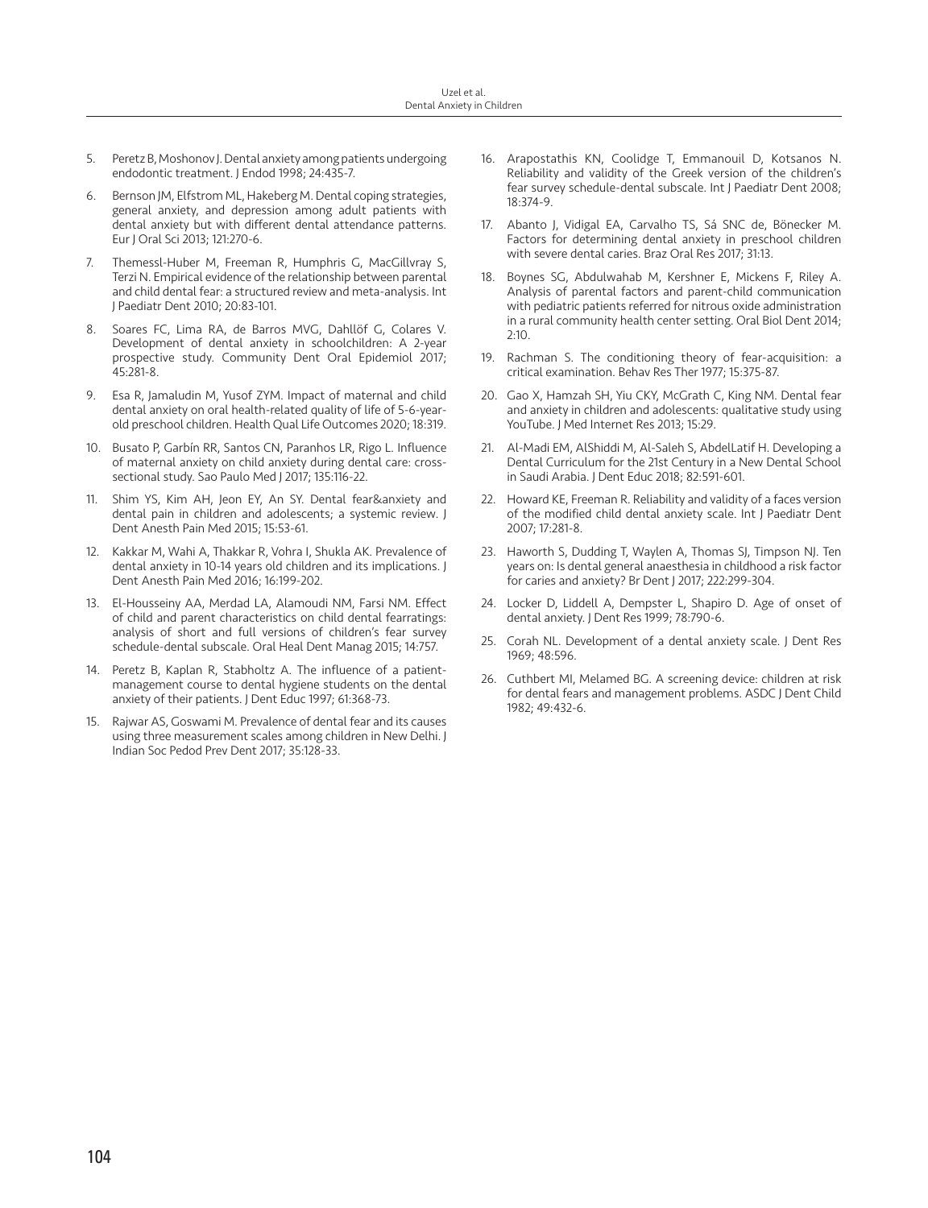5. Peretz B, Moshonov J. Dental anxiety among patients undergoing endodontic treatment. J Endod 1998; 24:435-7.
6. Bernson JM, Elfstrom ML, Hakeberg M. Dental coping strategies, general anxiety, and depression among adult patients with dental anxiety but with different dental attendance patterns. Eur J Oral Sci 2013; 121:270-6.
7. Themessl-Huber M, Freeman R, Humphris G, MacGillvray S, Terzi N. Empirical evidence of the relationship between parental and child dental fear: a structured review and meta-analysis. Int J Paediatr Dent 2010; 20:83-101.
8. Soares FC, Lima RA, de Barros MVG, Dahllöf G, Colares V. Development of dental anxiety in schoolchildren: A 2-year prospective study. Community Dent Oral Epidemiol 2017; 45:281-8.
9. Esa R, Jamaludin M, Yusof ZYM. Impact of maternal and child dental anxiety on oral health-related quality of life of 5-6-year-old preschool children. Health Qual Life Outcomes 2020; 18:319.
10. Busato P, Garbín RR, Santos CN, Paranhos LR, Rigo L. Influence of maternal anxiety on child anxiety during dental care: cross-sectional study. Sao Paulo Med J 2017; 135:116-22.
11. Shim YS, Kim AH, Jeon EY, An SY. Dental fear&anxiety and dental pain in children and adolescents; a systemic review. J Dent Anesth Pain Med 2015; 15:53-61.
12. Kakkar M, Wahi A, Thakkar R, Vohra I, Shukla AK. Prevalence of dental anxiety in 10-14 years old children and its implications. J Dent Anesth Pain Med 2016; 16:199-202.
13. El-Housseiny AA, Merdad LA, Alamoudi NM, Farsi NM. Effect of child and parent characteristics on child dental fearratings: analysis of short and full versions of children's fear survey schedule-dental subscale. Oral Heal Dent Manag 2015; 14:757.
14. Peretz B, Kaplan R, Stabholtz A. The influence of a patient-management course to dental hygiene students on the dental anxiety of their patients. J Dent Educ 1997; 61:368-73.
15. Rajwar AS, Goswami M. Prevalence of dental fear and its causes using three measurement scales among children in New Delhi. J Indian Soc Pedod Prev Dent 2017; 35:128-33.
16. Arapostathis KN, Coolidge T, Emmanouil D, Kotsanos N. Reliability and validity of the Greek version of the children's fear survey schedule-dental subscale. Int J Paediatr Dent 2008; 18:374-9.
17. Abanto J, Vidigal EA, Carvalho TS, Sá SNC de, Bönecker M. Factors for determining dental anxiety in preschool children with severe dental caries. Braz Oral Res 2017; 31:13.
18. Boynes SG, Abdulwahab M, Kershner E, Mickens F, Riley A. Analysis of parental factors and parent-child communication with pediatric patients referred for nitrous oxide administration in a rural community health center setting. Oral Biol Dent 2014; 2:10.
19. Rachman S. The conditioning theory of fear-acquisition: a critical examination. Behav Res Ther 1977; 15:375-87.
20. Gao X, Hamzah SH, Yiu CKY, McGrath C, King NM. Dental fear and anxiety in children and adolescents: qualitative study using YouTube. J Med Internet Res 2013; 15:29.
21. Al-Madi EM, AlShiddi M, Al-Saleh S, AbdelLatif H. Developing a Dental Curriculum for the 21st Century in a New Dental School in Saudi Arabia. J Dent Educ 2018; 82:591-601.
22. Howard KE, Freeman R. Reliability and validity of a faces version of the modified child dental anxiety scale. Int J Paediatr Dent 2007; 17:281-8.
23. Haworth S, Dudding T, Waylen A, Thomas SJ, Timpson NJ. Ten years on: Is dental general anaesthesia in childhood a risk factor for caries and anxiety? Br Dent J 2017; 222:299-304.
24. Locker D, Liddell A, Dempster L, Shapiro D. Age of onset of dental anxiety. J Dent Res 1999; 78:790-6.
25. Corah NL. Development of a dental anxiety scale. J Dent Res 1969; 48:596.
26. Cuthbert MI, Melamed BG. A screening device: children at risk for dental fears and management problems. ASDC J Dent Child 1982; 49:432-6.